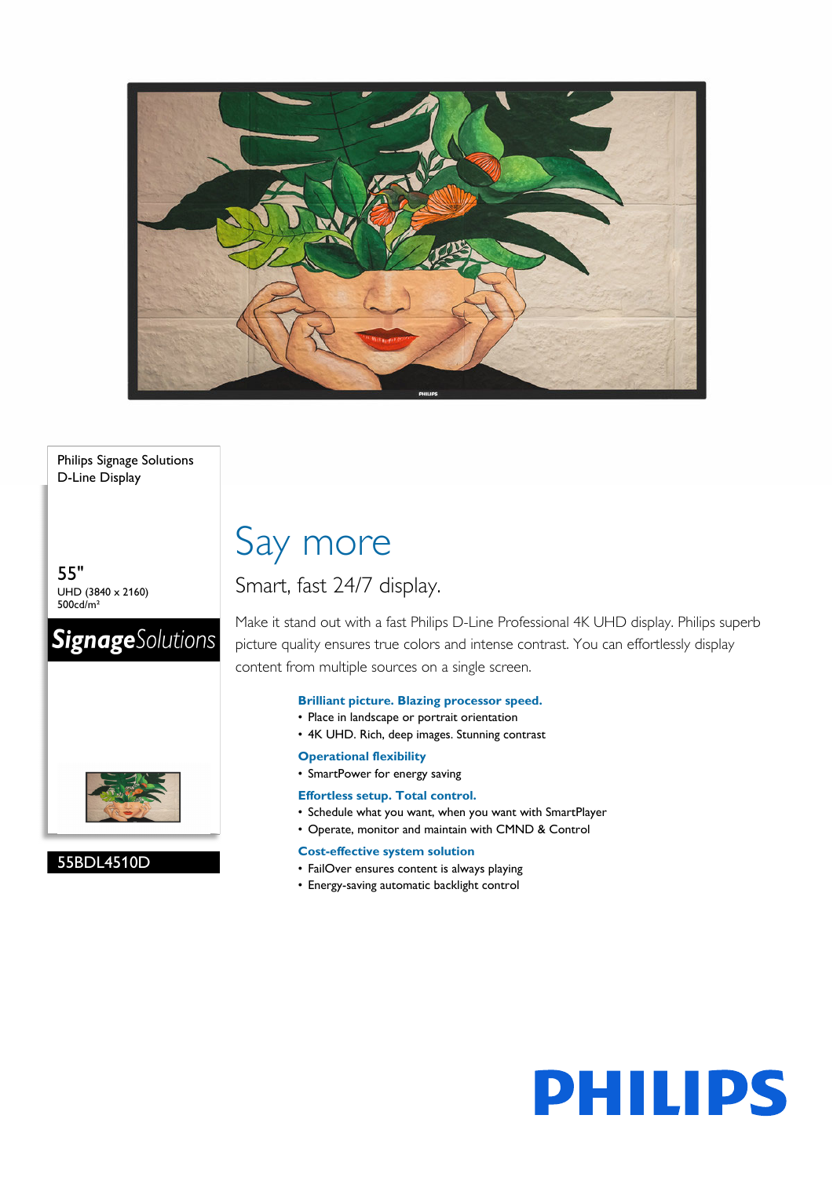Philips Signage Solutions
D-Line Display

55"
UHD (3840 x 2160)
500cd/m²

**Signage**Solutions

55BDL4510D

# Say more

## Smart, fast 24/7 display.

Make it stand out with a fast Philips D-Line Professional 4K UHD display. Philips superb picture quality ensures true colors and intense contrast. You can effortlessly display content from multiple sources on a single screen.

### Brilliant picture. Blazing processor speed.

- Place in landscape or portrait orientation
- 4K UHD. Rich, deep images. Stunning contrast

### Operational flexibility

- SmartPower for energy saving

### Effortless setup. Total control.

- Schedule what you want, when you want with SmartPlayer
- Operate, monitor and maintain with CMND & Control

### Cost-effective system solution

- FailOver ensures content is always playing
- Energy-saving automatic backlight control

PHILIPS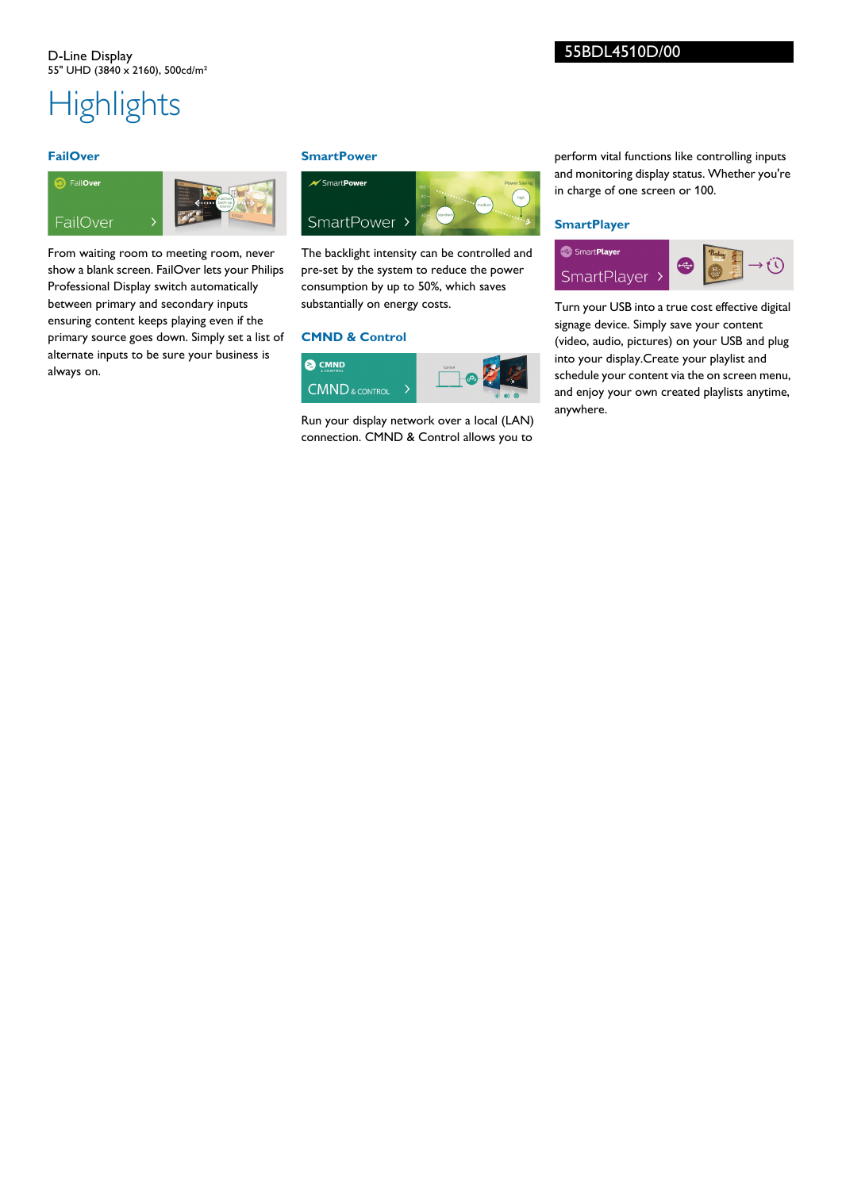D-Line Display
55" UHD (3840 x 2160), 500cd/m²

55BDL4510D/00

# Highlights

### FailOver

From waiting room to meeting room, never show a blank screen. FailOver lets your Philips Professional Display switch automatically between primary and secondary inputs ensuring content keeps playing even if the primary source goes down. Simply set a list of alternate inputs to be sure your business is always on.

### SmartPower

The backlight intensity can be controlled and pre-set by the system to reduce the power consumption by up to 50%, which saves substantially on energy costs.

### CMND & Control

Run your display network over a local (LAN) connection. CMND & Control allows you to perform vital functions like controlling inputs and monitoring display status. Whether you're in charge of one screen or 100.

### SmartPlayer

Turn your USB into a true cost effective digital signage device. Simply save your content (video, audio, pictures) on your USB and plug into your display.Create your playlist and schedule your content via the on screen menu, and enjoy your own created playlists anytime, anywhere.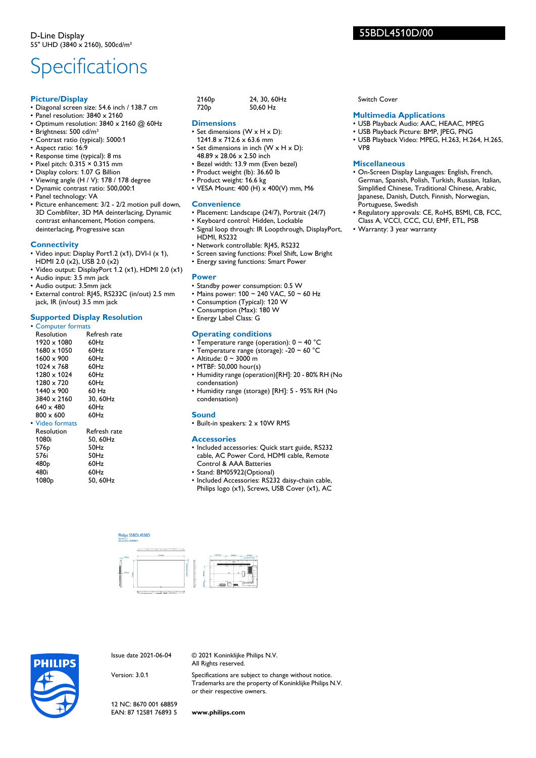D-Line Display
55" UHD (3840 x 2160), 500cd/m²

55BDL4510D/00

# Specifications

## Picture/Display

- Diagonal screen size: 54.6 inch / 138.7 cm
- Panel resolution: 3840 x 2160
- Optimum resolution: 3840 x 2160 @ 60Hz
- Brightness: 500 cd/m²
- Contrast ratio (typical): 5000:1
- Aspect ratio: 16:9
- Response time (typical): 8 ms
- Pixel pitch: 0.315 × 0.315 mm
- Display colors: 1.07 G Billion
- Viewing angle (H / V): 178 / 178 degree
- Dynamic contrast ratio: 500,000:1
- Panel technology: VA
- Picture enhancement: 3/2 - 2/2 motion pull down, 3D Combfilter, 3D MA deinterlacing, Dynamic contrast enhancement, Motion compens. deinterlacing, Progressive scan

## Connectivity

- Video input: Display Port1.2 (x1), DVI-I (x 1), HDMI 2.0 (x2), USB 2.0 (x2)
- Video output: DisplayPort 1.2 (x1), HDMI 2.0 (x1)
- Audio input: 3.5 mm jack
- Audio output: 3.5mm jack
- External control: RJ45, RS232C (in/out) 2.5 mm jack, IR (in/out) 3.5 mm jack

## Supported Display Resolution

- Computer formats

| Resolution | Refresh rate |
|---|---|
| 1920 x 1080 | 60Hz |
| 1680 x 1050 | 60Hz |
| 1600 x 900 | 60Hz |
| 1024 x 768 | 60Hz |
| 1280 x 1024 | 60Hz |
| 1280 x 720 | 60Hz |
| 1440 x 900 | 60 Hz |
| 3840 x 2160 | 30, 60Hz |
| 640 x 480 | 60Hz |
| 800 x 600 | 60Hz |

- Video formats

| Resolution | Refresh rate |
|---|---|
| 1080i | 50, 60Hz |
| 576p | 50Hz |
| 576i | 50Hz |
| 480p | 60Hz |
| 480i | 60Hz |
| 1080p | 50, 60Hz |
| 2160p | 24, 30, 60Hz |
| 720p | 50,60 Hz |

## Dimensions

- Set dimensions (W x H x D): 1241.8 x 712.6 x 63.6 mm
- Set dimensions in inch (W x H x D): 48.89 x 28.06 x 2.50 inch
- Bezel width: 13.9 mm (Even bezel)
- Product weight (lb): 36.60 lb
- Product weight: 16.6 kg
- VESA Mount: 400 (H) x 400(V) mm, M6

## Convenience

- Placement: Landscape (24/7), Portrait (24/7)
- Keyboard control: Hidden, Lockable
- Signal loop through: IR Loopthrough, DisplayPort, HDMI, RS232
- Network controllable: RJ45, RS232
- Screen saving functions: Pixel Shift, Low Bright
- Energy saving functions: Smart Power

## Power

- Standby power consumption: 0.5 W
- Mains power: 100 ~ 240 VAC, 50 ~ 60 Hz
- Consumption (Typical): 120 W
- Consumption (Max): 180 W
- Energy Label Class: G

## Operating conditions

- Temperature range (operation): 0 ~ 40 °C
- Temperature range (storage): -20 ~ 60 °C
- Altitude: 0 ~ 3000 m
- MTBF: 50,000 hour(s)
- Humidity range (operation)[RH]: 20 - 80% RH (No condensation)
- Humidity range (storage) [RH]: 5 - 95% RH (No condensation)

## Sound

- Built-in speakers: 2 x 10W RMS

## Accessories

- Included accessories: Quick start guide, RS232 cable, AC Power Cord, HDMI cable, Remote Control & AAA Batteries
- Stand: BM05922(Optional)
- Included Accessories: RS232 daisy-chain cable, Philips logo (x1), Screws, USB Cover (x1), AC Switch Cover

## Multimedia Applications

- USB Playback Audio: AAC, HEAAC, MPEG
- USB Playback Picture: BMP, JPEG, PNG
- USB Playback Video: MPEG, H.263, H.264, H.265, VP8

## Miscellaneous

- On-Screen Display Languages: English, French, German, Spanish, Polish, Turkish, Russian, Italian, Simplified Chinese, Traditional Chinese, Arabic, Japanese, Danish, Dutch, Finnish, Norwegian, Portuguese, Swedish
- Regulatory approvals: CE, RoHS, BSMI, CB, FCC, Class A, VCCI, CCC, CU, EMF, ETL, PSB
- Warranty: 3 year warranty

Issue date 2021-06-04

Version: 3.0.1

12 NC: 8670 001 68859
EAN: 87 12581 76893 5

© 2021 Koninklijke Philips N.V.
All Rights reserved.

Specifications are subject to change without notice. Trademarks are the property of Koninklijke Philips N.V. or their respective owners.

www.philips.com